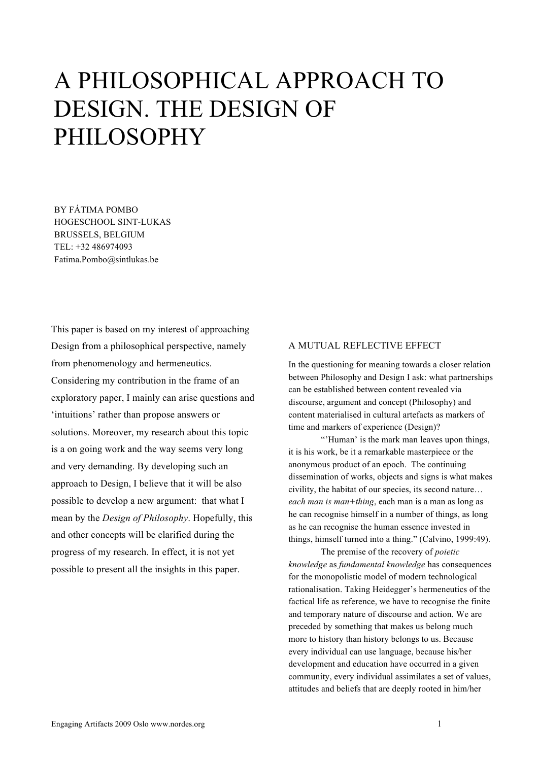# A PHILOSOPHICAL APPROACH TO DESIGN. THE DESIGN OF PHILOSOPHY

BY FÁTIMA POMBO
HOGESCHOOL SINT-LUKAS
BRUSSELS, BELGIUM
TEL: +32 486974093
Fatima.Pombo@sintlukas.be

This paper is based on my interest of approaching Design from a philosophical perspective, namely from phenomenology and hermeneutics. Considering my contribution in the frame of an exploratory paper, I mainly can arise questions and 'intuitions' rather than propose answers or solutions. Moreover, my research about this topic is a on going work and the way seems very long and very demanding. By developing such an approach to Design, I believe that it will be also possible to develop a new argument: that what I mean by the *Design of Philosophy*. Hopefully, this and other concepts will be clarified during the progress of my research. In effect, it is not yet possible to present all the insights in this paper.

## A MUTUAL REFLECTIVE EFFECT

In the questioning for meaning towards a closer relation between Philosophy and Design I ask: what partnerships can be established between content revealed via discourse, argument and concept (Philosophy) and content materialised in cultural artefacts as markers of time and markers of experience (Design)?

"'Human' is the mark man leaves upon things, it is his work, be it a remarkable masterpiece or the anonymous product of an epoch. The continuing dissemination of works, objects and signs is what makes civility, the habitat of our species, its second nature… *each man is man+thing*, each man is a man as long as he can recognise himself in a number of things, as long as he can recognise the human essence invested in things, himself turned into a thing." (Calvino, 1999:49).

The premise of the recovery of *poietic knowledge* as *fundamental knowledge* has consequences for the monopolistic model of modern technological rationalisation. Taking Heidegger's hermeneutics of the factical life as reference, we have to recognise the finite and temporary nature of discourse and action. We are preceded by something that makes us belong much more to history than history belongs to us. Because every individual can use language, because his/her development and education have occurred in a given community, every individual assimilates a set of values, attitudes and beliefs that are deeply rooted in him/her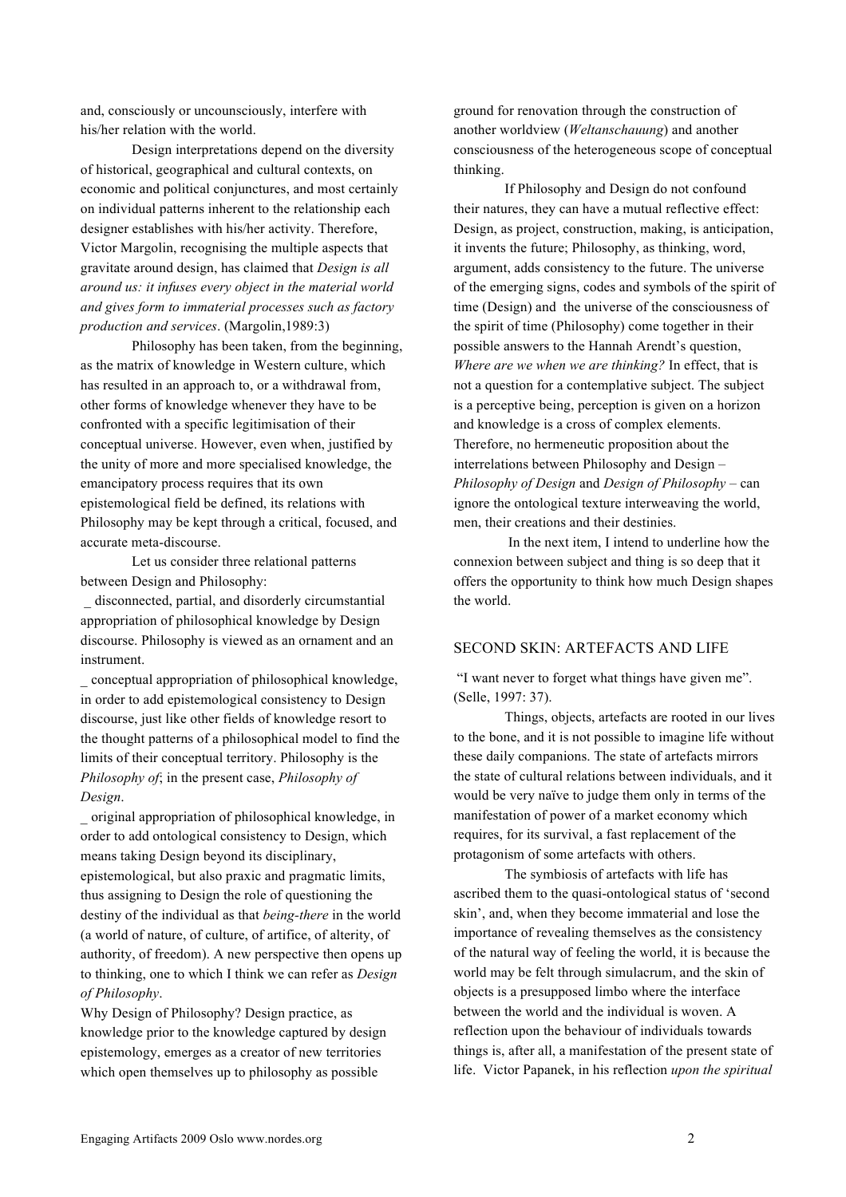and, consciously or uncounsciously, interfere with his/her relation with the world.

Design interpretations depend on the diversity of historical, geographical and cultural contexts, on economic and political conjunctures, and most certainly on individual patterns inherent to the relationship each designer establishes with his/her activity. Therefore, Victor Margolin, recognising the multiple aspects that gravitate around design, has claimed that *Design is all around us: it infuses every object in the material world and gives form to immaterial processes such as factory production and services*. (Margolin,1989:3)

Philosophy has been taken, from the beginning, as the matrix of knowledge in Western culture, which has resulted in an approach to, or a withdrawal from, other forms of knowledge whenever they have to be confronted with a specific legitimisation of their conceptual universe. However, even when, justified by the unity of more and more specialised knowledge, the emancipatory process requires that its own epistemological field be defined, its relations with Philosophy may be kept through a critical, focused, and accurate meta-discourse.

Let us consider three relational patterns between Design and Philosophy:

_ disconnected, partial, and disorderly circumstantial appropriation of philosophical knowledge by Design discourse. Philosophy is viewed as an ornament and an instrument.

_ conceptual appropriation of philosophical knowledge, in order to add epistemological consistency to Design discourse, just like other fields of knowledge resort to the thought patterns of a philosophical model to find the limits of their conceptual territory. Philosophy is the *Philosophy of*; in the present case, *Philosophy of Design*.

_ original appropriation of philosophical knowledge, in order to add ontological consistency to Design, which means taking Design beyond its disciplinary, epistemological, but also praxic and pragmatic limits, thus assigning to Design the role of questioning the destiny of the individual as that *being-there* in the world (a world of nature, of culture, of artifice, of alterity, of authority, of freedom). A new perspective then opens up to thinking, one to which I think we can refer as *Design of Philosophy*.

Why Design of Philosophy? Design practice, as knowledge prior to the knowledge captured by design epistemology, emerges as a creator of new territories which open themselves up to philosophy as possible ground for renovation through the construction of another worldview (*Weltanschauung*) and another consciousness of the heterogeneous scope of conceptual thinking.

If Philosophy and Design do not confound their natures, they can have a mutual reflective effect: Design, as project, construction, making, is anticipation, it invents the future; Philosophy, as thinking, word, argument, adds consistency to the future. The universe of the emerging signs, codes and symbols of the spirit of time (Design) and the universe of the consciousness of the spirit of time (Philosophy) come together in their possible answers to the Hannah Arendt's question, *Where are we when we are thinking?* In effect, that is not a question for a contemplative subject. The subject is a perceptive being, perception is given on a horizon and knowledge is a cross of complex elements. Therefore, no hermeneutic proposition about the interrelations between Philosophy and Design – *Philosophy of Design* and *Design of Philosophy* – can ignore the ontological texture interweaving the world, men, their creations and their destinies.

In the next item, I intend to underline how the connexion between subject and thing is so deep that it offers the opportunity to think how much Design shapes the world.

## SECOND SKIN: ARTEFACTS AND LIFE

"I want never to forget what things have given me". (Selle, 1997: 37).

Things, objects, artefacts are rooted in our lives to the bone, and it is not possible to imagine life without these daily companions. The state of artefacts mirrors the state of cultural relations between individuals, and it would be very naïve to judge them only in terms of the manifestation of power of a market economy which requires, for its survival, a fast replacement of the protagonism of some artefacts with others.

The symbiosis of artefacts with life has ascribed them to the quasi-ontological status of 'second skin', and, when they become immaterial and lose the importance of revealing themselves as the consistency of the natural way of feeling the world, it is because the world may be felt through simulacrum, and the skin of objects is a presupposed limbo where the interface between the world and the individual is woven. A reflection upon the behaviour of individuals towards things is, after all, a manifestation of the present state of life. Victor Papanek, in his reflection *upon the spiritual*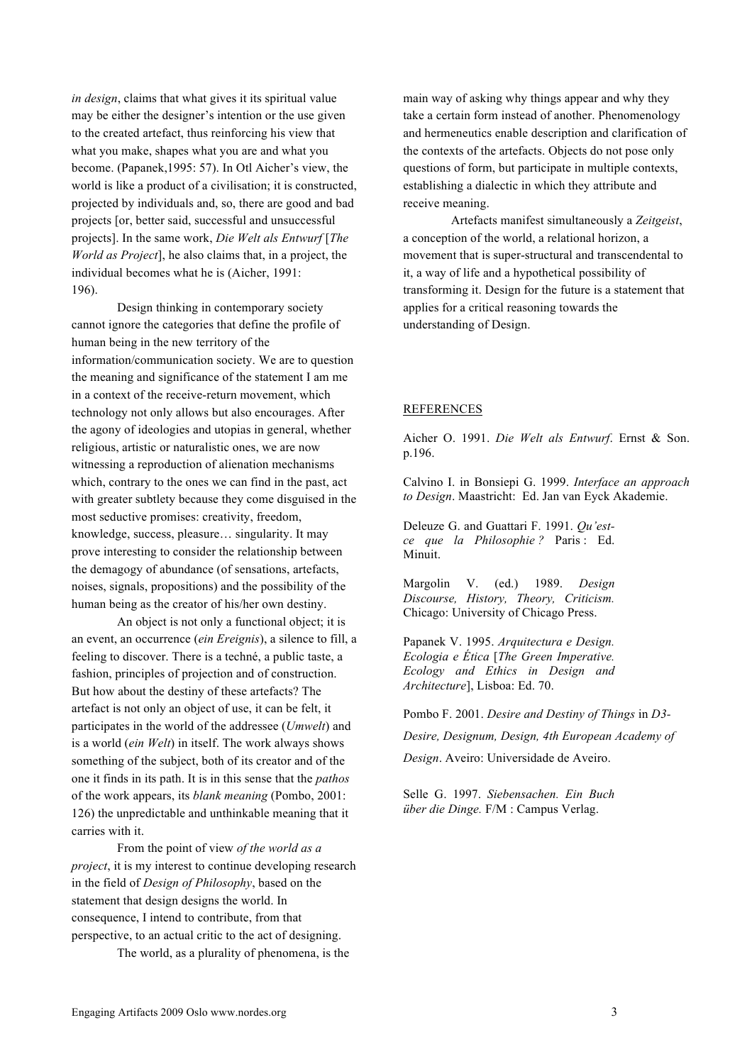*in design*, claims that what gives it its spiritual value may be either the designer's intention or the use given to the created artefact, thus reinforcing his view that what you make, shapes what you are and what you become. (Papanek,1995: 57). In Otl Aicher's view, the world is like a product of a civilisation; it is constructed, projected by individuals and, so, there are good and bad projects [or, better said, successful and unsuccessful projects]. In the same work, *Die Welt als Entwurf* [*The World as Project*], he also claims that, in a project, the individual becomes what he is (Aicher, 1991: 196).

Design thinking in contemporary society cannot ignore the categories that define the profile of human being in the new territory of the information/communication society. We are to question the meaning and significance of the statement I am me in a context of the receive-return movement, which technology not only allows but also encourages. After the agony of ideologies and utopias in general, whether religious, artistic or naturalistic ones, we are now witnessing a reproduction of alienation mechanisms which, contrary to the ones we can find in the past, act with greater subtlety because they come disguised in the most seductive promises: creativity, freedom, knowledge, success, pleasure… singularity. It may prove interesting to consider the relationship between the demagogy of abundance (of sensations, artefacts, noises, signals, propositions) and the possibility of the human being as the creator of his/her own destiny.

An object is not only a functional object; it is an event, an occurrence (*ein Ereignis*), a silence to fill, a feeling to discover. There is a techné, a public taste, a fashion, principles of projection and of construction. But how about the destiny of these artefacts? The artefact is not only an object of use, it can be felt, it participates in the world of the addressee (*Umwelt*) and is a world (*ein Welt*) in itself. The work always shows something of the subject, both of its creator and of the one it finds in its path. It is in this sense that the *pathos* of the work appears, its *blank meaning* (Pombo, 2001: 126) the unpredictable and unthinkable meaning that it carries with it.

From the point of view *of the world as a project*, it is my interest to continue developing research in the field of *Design of Philosophy*, based on the statement that design designs the world. In consequence, I intend to contribute, from that perspective, to an actual critic to the act of designing.

The world, as a plurality of phenomena, is the main way of asking why things appear and why they take a certain form instead of another. Phenomenology and hermeneutics enable description and clarification of the contexts of the artefacts. Objects do not pose only questions of form, but participate in multiple contexts, establishing a dialectic in which they attribute and receive meaning.

Artefacts manifest simultaneously a *Zeitgeist*, a conception of the world, a relational horizon, a movement that is super-structural and transcendental to it, a way of life and a hypothetical possibility of transforming it. Design for the future is a statement that applies for a critical reasoning towards the understanding of Design.

## REFERENCES

Aicher O. 1991. *Die Welt als Entwurf*. Ernst & Son. p.196.

Calvino I. in Bonsiepi G. 1999. *Interface an approach to Design*. Maastricht: Ed. Jan van Eyck Akademie.

Deleuze G. and Guattari F. 1991. *Qu'est-ce que la Philosophie ?* Paris : Ed. Minuit.

Margolin V. (ed.) 1989. *Design Discourse, History, Theory, Criticism.* Chicago: University of Chicago Press.

Papanek V. 1995. *Arquitectura e Design. Ecologia e Ética* [*The Green Imperative. Ecology and Ethics in Design and Architecture*], Lisboa: Ed. 70.

Pombo F. 2001. *Desire and Destiny of Things* in *D3-Desire, Designum, Design, 4th European Academy of Design*. Aveiro: Universidade de Aveiro.

Selle G. 1997. *Siebensachen. Ein Buch über die Dinge.* F/M : Campus Verlag.